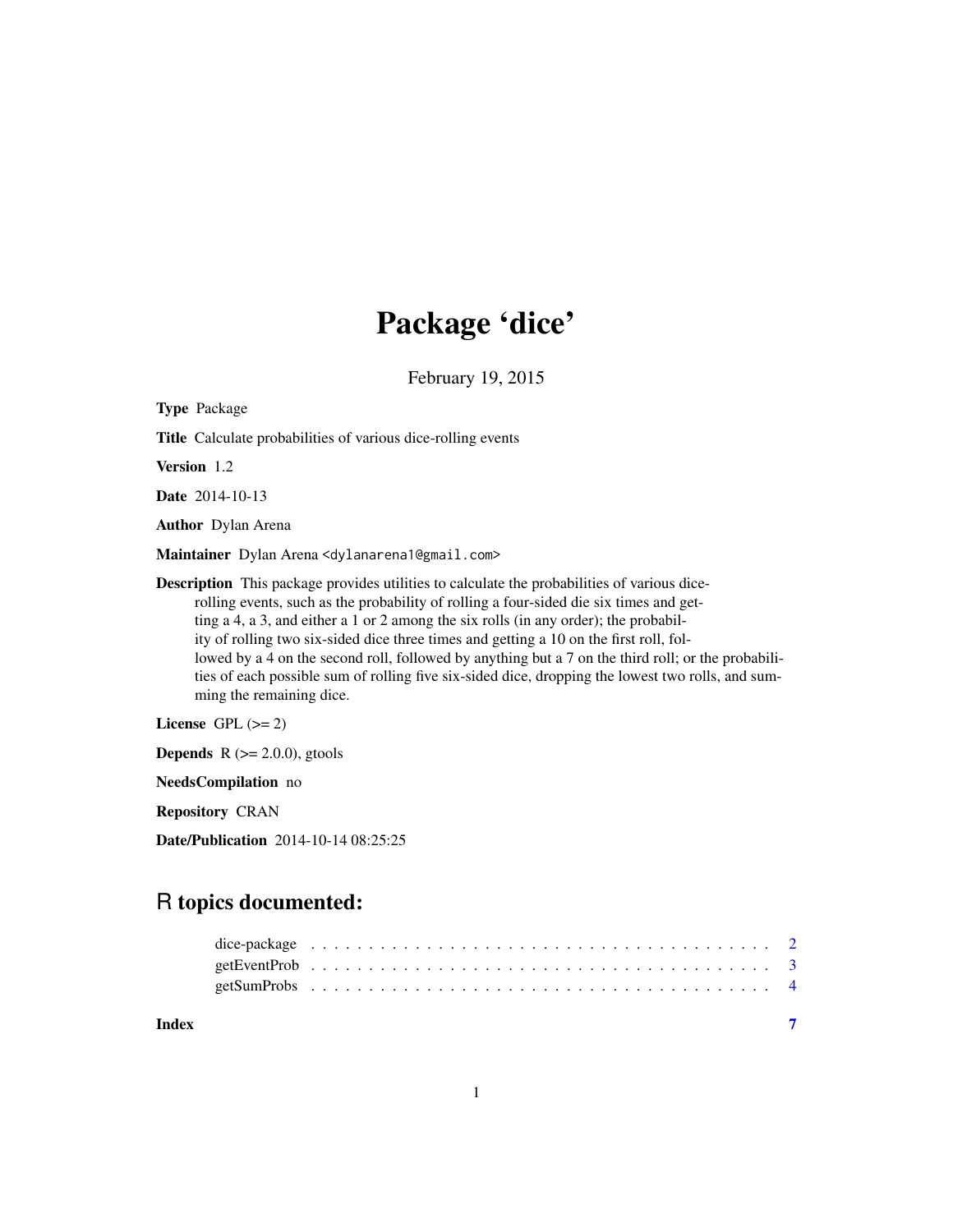# Package 'dice'

February 19, 2015

**Type** Package

**Title** Calculate probabilities of various dice-rolling events

**Version** 1.2

**Date** 2014-10-13

**Author** Dylan Arena

**Maintainer** Dylan Arena <dylanarena1@gmail.com>

**Description** This package provides utilities to calculate the probabilities of various dice-rolling events, such as the probability of rolling a four-sided die six times and getting a 4, a 3, and either a 1 or 2 among the six rolls (in any order); the probability of rolling two six-sided dice three times and getting a 10 on the first roll, followed by a 4 on the second roll, followed by anything but a 7 on the third roll; or the probabilities of each possible sum of rolling five six-sided dice, dropping the lowest two rolls, and summing the remaining dice.

**License** GPL (>= 2)

**Depends** R (>= 2.0.0), gtools

**NeedsCompilation** no

**Repository** CRAN

**Date/Publication** 2014-10-14 08:25:25

## R topics documented:

- dice-package . . . . . . . . . . . . . . . . . . . . . . . . . . . . . . . . . . . . . 2
- getEventProb . . . . . . . . . . . . . . . . . . . . . . . . . . . . . . . . . . . . . 3
- getSumProbs . . . . . . . . . . . . . . . . . . . . . . . . . . . . . . . . . . . . . 4

**Index** 7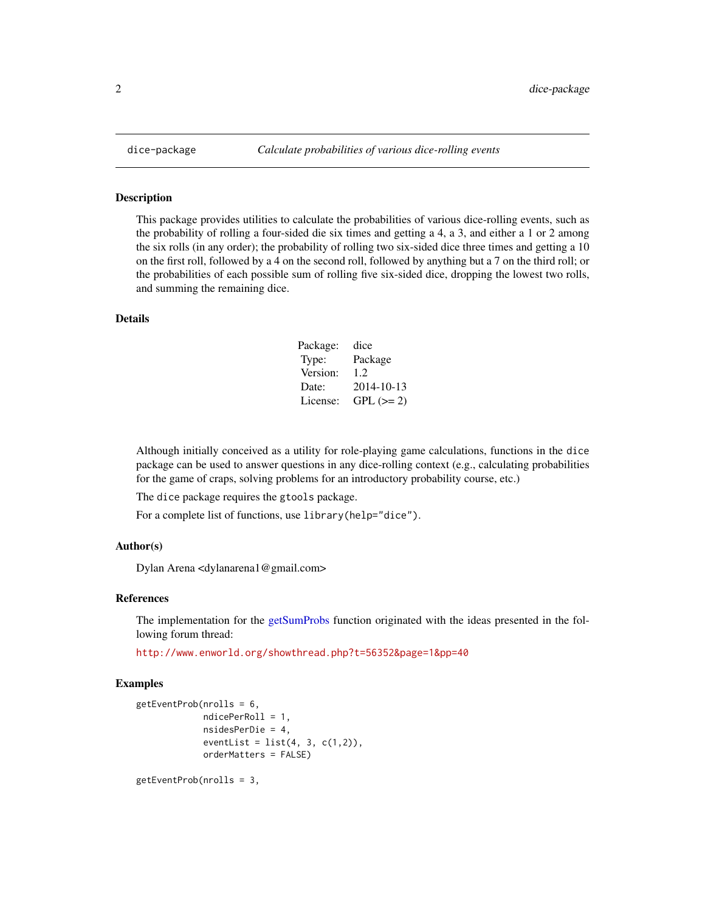# dice-package — *Calculate probabilities of various dice-rolling events*

## Description

This package provides utilities to calculate the probabilities of various dice-rolling events, such as the probability of rolling a four-sided die six times and getting a 4, a 3, and either a 1 or 2 among the six rolls (in any order); the probability of rolling two six-sided dice three times and getting a 10 on the first roll, followed by a 4 on the second roll, followed by anything but a 7 on the third roll; or the probabilities of each possible sum of rolling five six-sided dice, dropping the lowest two rolls, and summing the remaining dice.

## Details

| | |
|---|---|
| Package: | dice |
| Type: | Package |
| Version: | 1.2 |
| Date: | 2014-10-13 |
| License: | GPL (>= 2) |

Although initially conceived as a utility for role-playing game calculations, functions in the `dice` package can be used to answer questions in any dice-rolling context (e.g., calculating probabilities for the game of craps, solving problems for an introductory probability course, etc.)

The `dice` package requires the `gtools` package.

For a complete list of functions, use `library(help="dice")`.

## Author(s)

Dylan Arena <dylanarena1@gmail.com>

## References

The implementation for the getSumProbs function originated with the ideas presented in the following forum thread:

http://www.enworld.org/showthread.php?t=56352&page=1&pp=40

## Examples

```
getEventProb(nrolls = 6,
             ndicePerRoll = 1,
             nsidesPerDie = 4,
             eventList = list(4, 3, c(1,2)),
             orderMatters = FALSE)

getEventProb(nrolls = 3,
```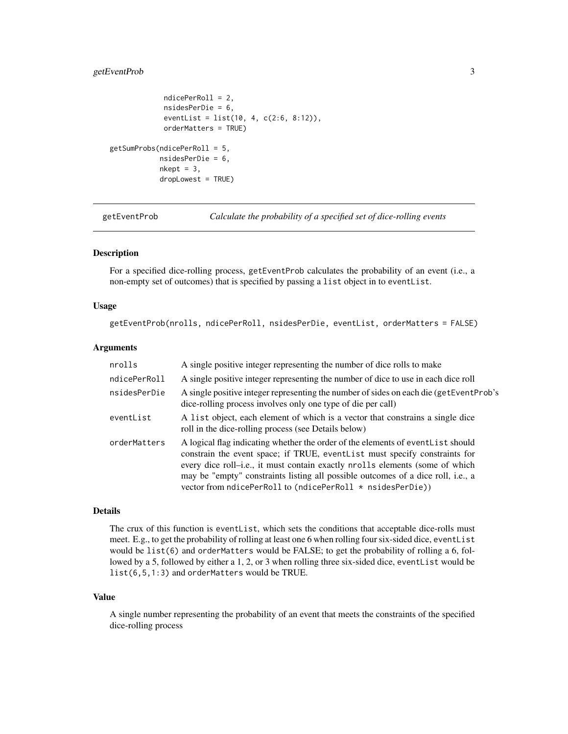```
             ndicePerRoll = 2,
             nsidesPerDie = 6,
             eventList = list(10, 4, c(2:6, 8:12)),
             orderMatters = TRUE)

getSumProbs(ndicePerRoll = 5,
            nsidesPerDie = 6,
            nkept = 3,
            dropLowest = TRUE)
```

---

## getEventProb — *Calculate the probability of a specified set of dice-rolling events*

### Description

For a specified dice-rolling process, getEventProb calculates the probability of an event (i.e., a non-empty set of outcomes) that is specified by passing a list object in to eventList.

### Usage

```
getEventProb(nrolls, ndicePerRoll, nsidesPerDie, eventList, orderMatters = FALSE)
```

### Arguments

| | |
|---|---|
| nrolls | A single positive integer representing the number of dice rolls to make |
| ndicePerRoll | A single positive integer representing the number of dice to use in each dice roll |
| nsidesPerDie | A single positive integer representing the number of sides on each die (getEventProb's dice-rolling process involves only one type of die per call) |
| eventList | A list object, each element of which is a vector that constrains a single dice roll in the dice-rolling process (see Details below) |
| orderMatters | A logical flag indicating whether the order of the elements of eventList should constrain the event space; if TRUE, eventList must specify constraints for every dice roll–i.e., it must contain exactly nrolls elements (some of which may be "empty" constraints listing all possible outcomes of a dice roll, i.e., a vector from ndicePerRoll to (ndicePerRoll * nsidesPerDie)) |

### Details

The crux of this function is eventList, which sets the conditions that acceptable dice-rolls must meet. E.g., to get the probability of rolling at least one 6 when rolling four six-sided dice, eventList would be list(6) and orderMatters would be FALSE; to get the probability of rolling a 6, followed by a 5, followed by either a 1, 2, or 3 when rolling three six-sided dice, eventList would be list(6,5,1:3) and orderMatters would be TRUE.

### Value

A single number representing the probability of an event that meets the constraints of the specified dice-rolling process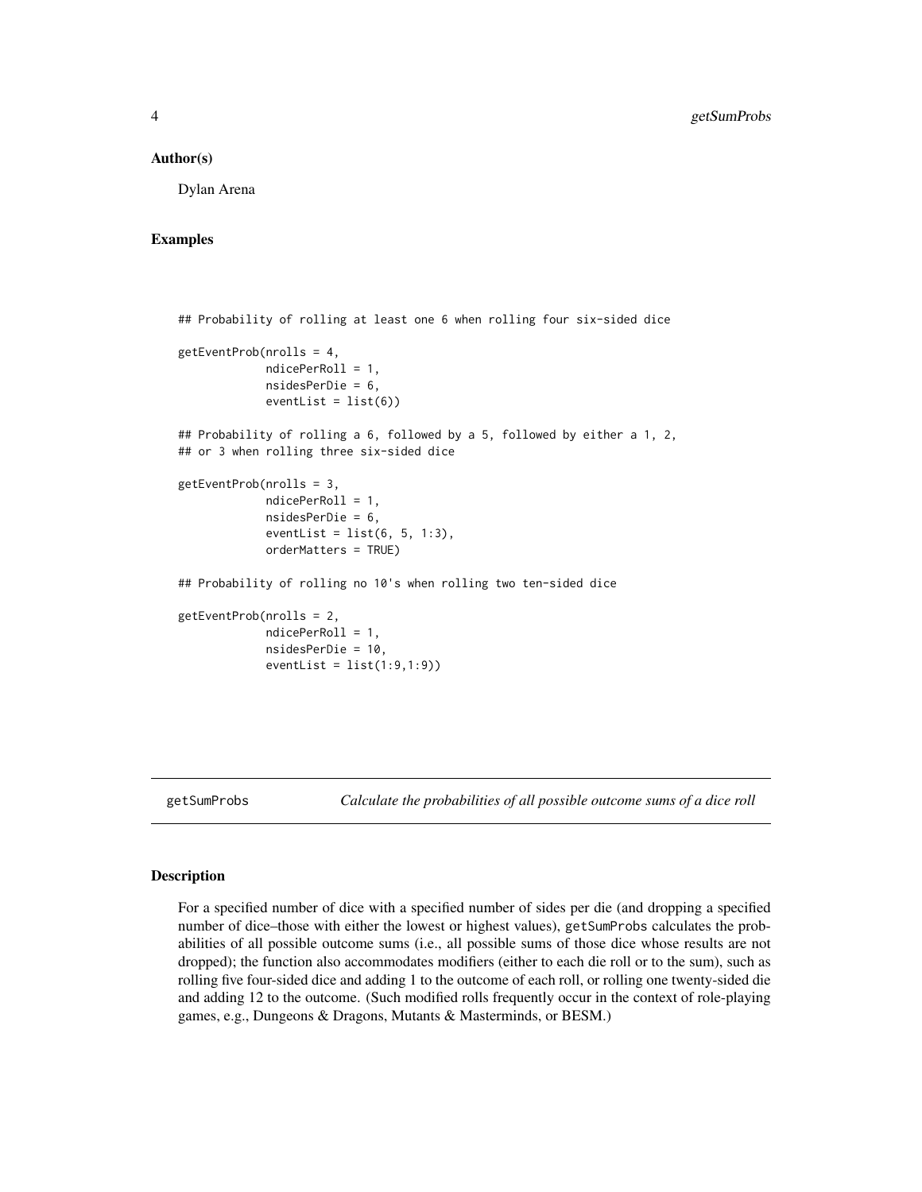### Author(s)

Dylan Arena

### Examples

```
## Probability of rolling at least one 6 when rolling four six-sided dice

getEventProb(nrolls = 4,
             ndicePerRoll = 1,
             nsidesPerDie = 6,
             eventList = list(6))

## Probability of rolling a 6, followed by a 5, followed by either a 1, 2,
## or 3 when rolling three six-sided dice

getEventProb(nrolls = 3,
             ndicePerRoll = 1,
             nsidesPerDie = 6,
             eventList = list(6, 5, 1:3),
             orderMatters = TRUE)

## Probability of rolling no 10's when rolling two ten-sided dice

getEventProb(nrolls = 2,
             ndicePerRoll = 1,
             nsidesPerDie = 10,
             eventList = list(1:9,1:9))
```

## getSumProbs — *Calculate the probabilities of all possible outcome sums of a dice roll*

### Description

For a specified number of dice with a specified number of sides per die (and dropping a specified number of dice–those with either the lowest or highest values), getSumProbs calculates the probabilities of all possible outcome sums (i.e., all possible sums of those dice whose results are not dropped); the function also accommodates modifiers (either to each die roll or to the sum), such as rolling five four-sided dice and adding 1 to the outcome of each roll, or rolling one twenty-sided die and adding 12 to the outcome. (Such modified rolls frequently occur in the context of role-playing games, e.g., Dungeons & Dragons, Mutants & Masterminds, or BESM.)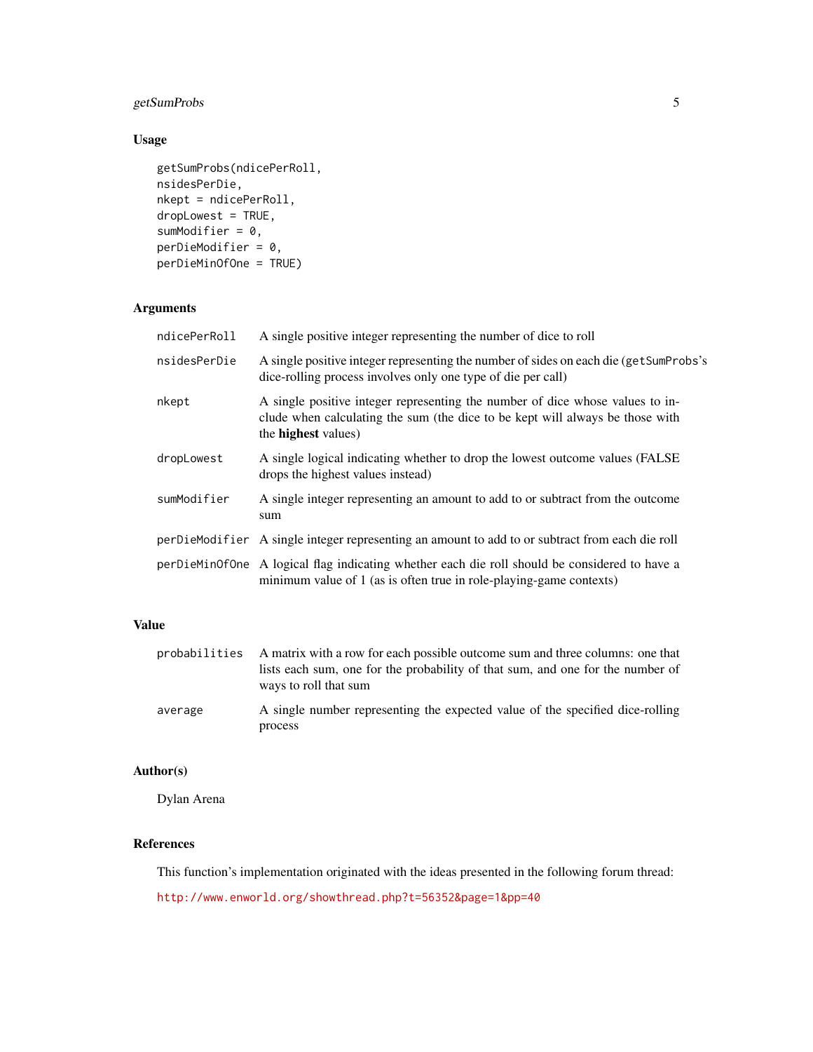## Usage

```
getSumProbs(ndicePerRoll,
nsidesPerDie,
nkept = ndicePerRoll,
dropLowest = TRUE,
sumModifier = 0,
perDieModifier = 0,
perDieMinOfOne = TRUE)
```

## Arguments

| | |
|---|---|
| `ndicePerRoll` | A single positive integer representing the number of dice to roll |
| `nsidesPerDie` | A single positive integer representing the number of sides on each die (`getSumProbs`'s dice-rolling process involves only one type of die per call) |
| `nkept` | A single positive integer representing the number of dice whose values to include when calculating the sum (the dice to be kept will always be those with the **highest** values) |
| `dropLowest` | A single logical indicating whether to drop the lowest outcome values (FALSE drops the highest values instead) |
| `sumModifier` | A single integer representing an amount to add to or subtract from the outcome sum |
| `perDieModifier` | A single integer representing an amount to add to or subtract from each die roll |
| `perDieMinOfOne` | A logical flag indicating whether each die roll should be considered to have a minimum value of 1 (as is often true in role-playing-game contexts) |

## Value

| | |
|---|---|
| `probabilities` | A matrix with a row for each possible outcome sum and three columns: one that lists each sum, one for the probability of that sum, and one for the number of ways to roll that sum |
| `average` | A single number representing the expected value of the specified dice-rolling process |

## Author(s)

Dylan Arena

## References

This function's implementation originated with the ideas presented in the following forum thread:

http://www.enworld.org/showthread.php?t=56352&page=1&pp=40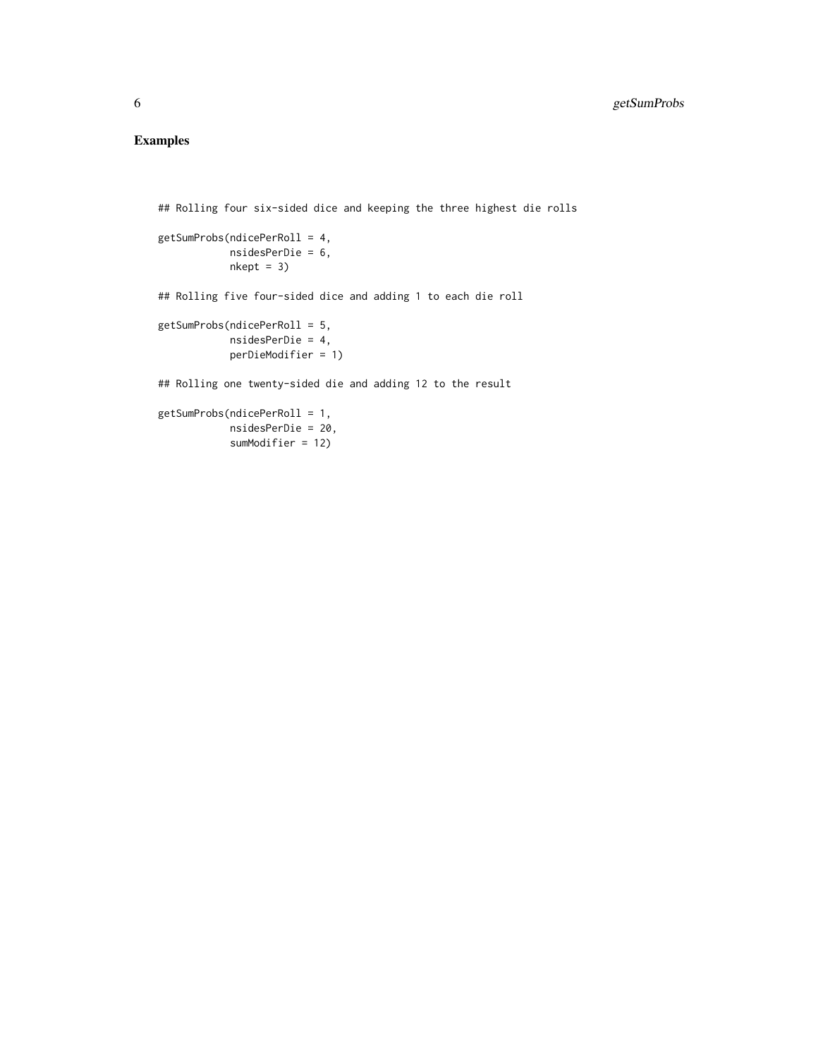## Examples

```
## Rolling four six-sided dice and keeping the three highest die rolls

getSumProbs(ndicePerRoll = 4,
            nsidesPerDie = 6,
            nkept = 3)

## Rolling five four-sided dice and adding 1 to each die roll

getSumProbs(ndicePerRoll = 5,
            nsidesPerDie = 4,
            perDieModifier = 1)

## Rolling one twenty-sided die and adding 12 to the result

getSumProbs(ndicePerRoll = 1,
            nsidesPerDie = 20,
            sumModifier = 12)
```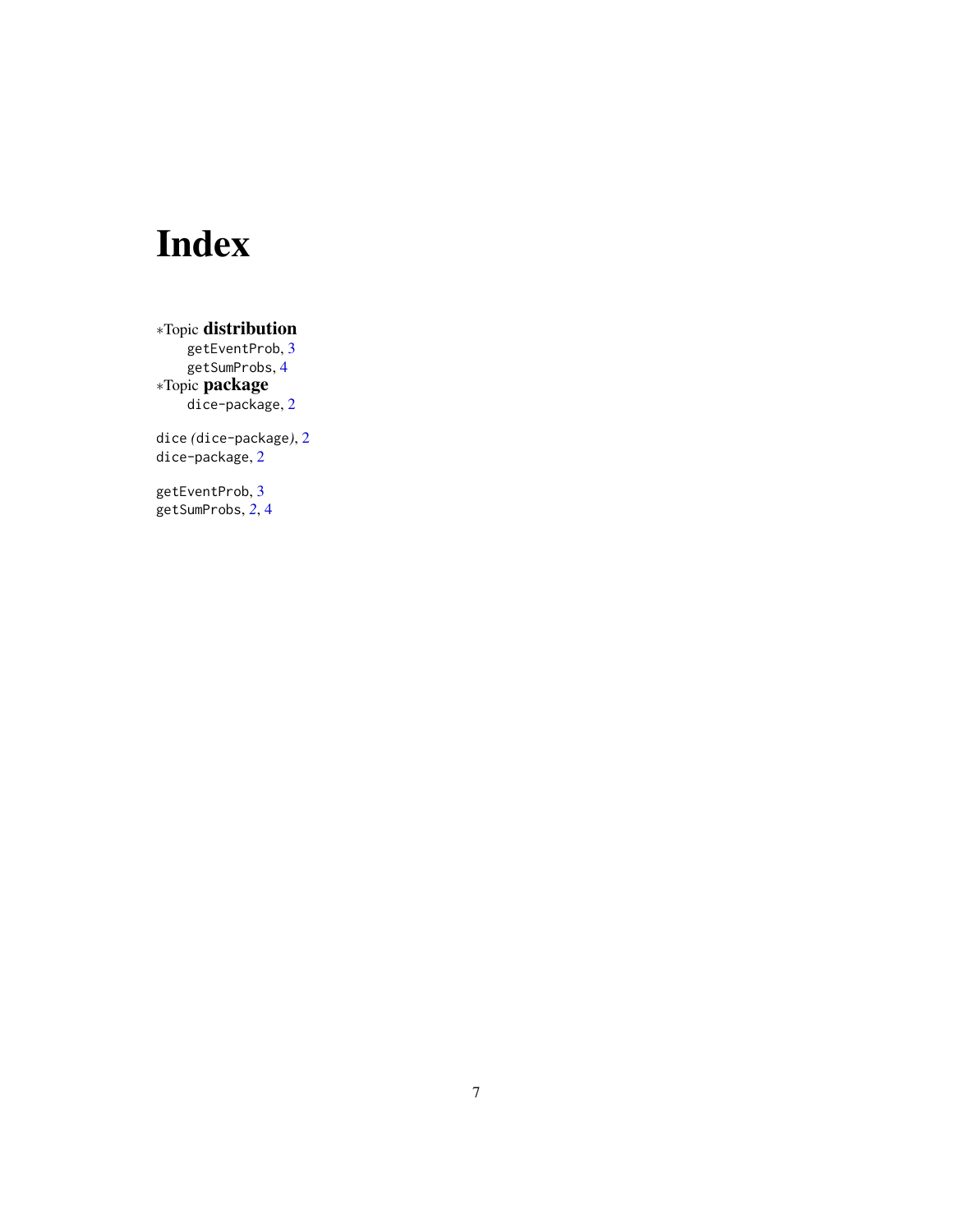# Index

*Topic **distribution**

- getEventProb, 3
- getSumProbs, 4

*Topic **package**

- dice-package, 2

dice (dice-package), 2
dice-package, 2

getEventProb, 3
getSumProbs, *2*, 4